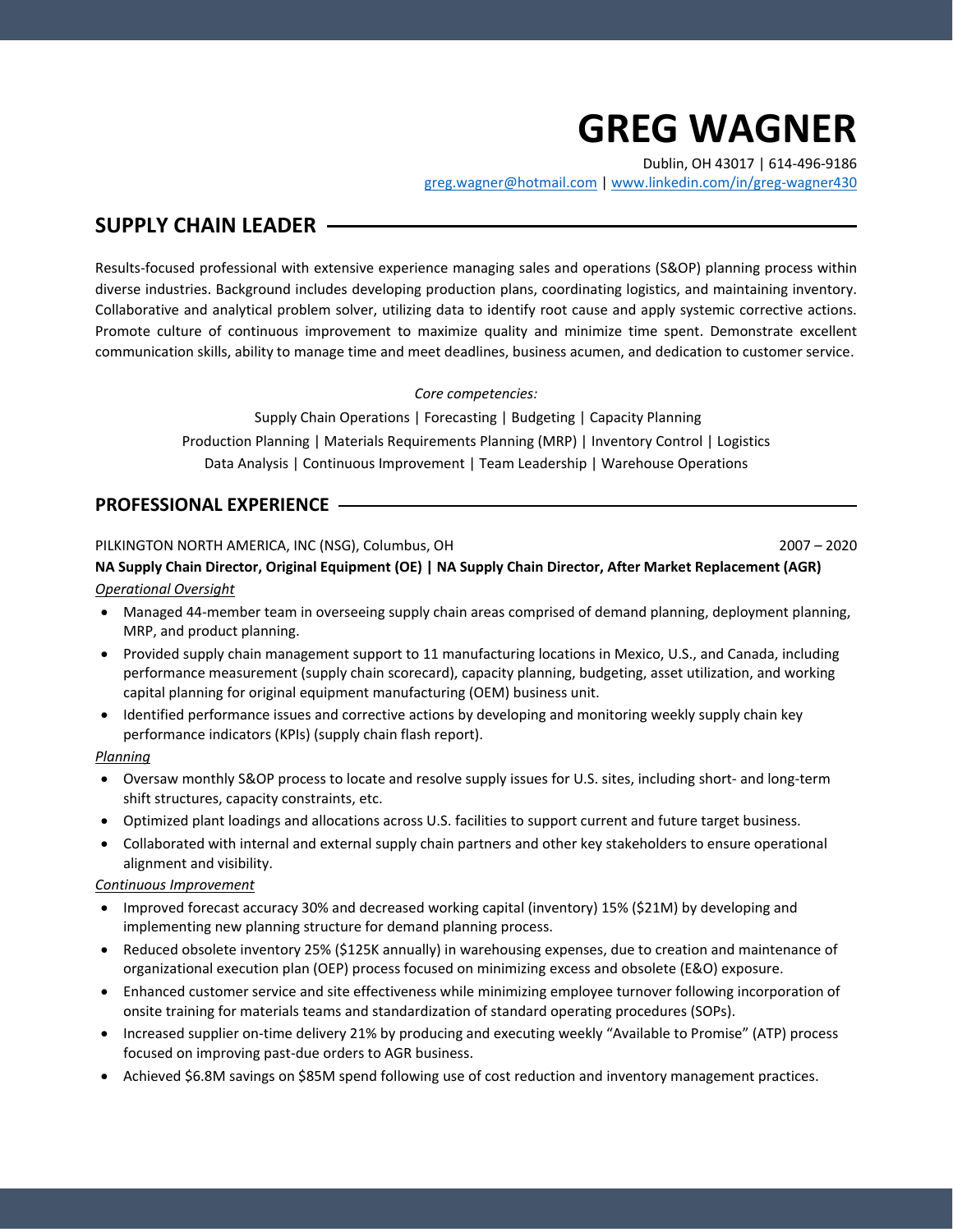# GREG WAGNER

Dublin, OH 43017 | 614-496-9186
greg.wagner@hotmail.com | www.linkedin.com/in/greg-wagner430

## SUPPLY CHAIN LEADER

Results-focused professional with extensive experience managing sales and operations (S&OP) planning process within diverse industries. Background includes developing production plans, coordinating logistics, and maintaining inventory. Collaborative and analytical problem solver, utilizing data to identify root cause and apply systemic corrective actions. Promote culture of continuous improvement to maximize quality and minimize time spent. Demonstrate excellent communication skills, ability to manage time and meet deadlines, business acumen, and dedication to customer service.

*Core competencies:*

Supply Chain Operations | Forecasting | Budgeting | Capacity Planning
Production Planning | Materials Requirements Planning (MRP) | Inventory Control | Logistics
Data Analysis | Continuous Improvement | Team Leadership | Warehouse Operations

## PROFESSIONAL EXPERIENCE

PILKINGTON NORTH AMERICA, INC (NSG), Columbus, OH — 2007 – 2020

**NA Supply Chain Director, Original Equipment (OE) | NA Supply Chain Director, After Market Replacement (AGR)**

*Operational Oversight*

- Managed 44-member team in overseeing supply chain areas comprised of demand planning, deployment planning, MRP, and product planning.
- Provided supply chain management support to 11 manufacturing locations in Mexico, U.S., and Canada, including performance measurement (supply chain scorecard), capacity planning, budgeting, asset utilization, and working capital planning for original equipment manufacturing (OEM) business unit.
- Identified performance issues and corrective actions by developing and monitoring weekly supply chain key performance indicators (KPIs) (supply chain flash report).

*Planning*

- Oversaw monthly S&OP process to locate and resolve supply issues for U.S. sites, including short- and long-term shift structures, capacity constraints, etc.
- Optimized plant loadings and allocations across U.S. facilities to support current and future target business.
- Collaborated with internal and external supply chain partners and other key stakeholders to ensure operational alignment and visibility.

*Continuous Improvement*

- Improved forecast accuracy 30% and decreased working capital (inventory) 15% ($21M) by developing and implementing new planning structure for demand planning process.
- Reduced obsolete inventory 25% ($125K annually) in warehousing expenses, due to creation and maintenance of organizational execution plan (OEP) process focused on minimizing excess and obsolete (E&O) exposure.
- Enhanced customer service and site effectiveness while minimizing employee turnover following incorporation of onsite training for materials teams and standardization of standard operating procedures (SOPs).
- Increased supplier on-time delivery 21% by producing and executing weekly "Available to Promise" (ATP) process focused on improving past-due orders to AGR business.
- Achieved $6.8M savings on $85M spend following use of cost reduction and inventory management practices.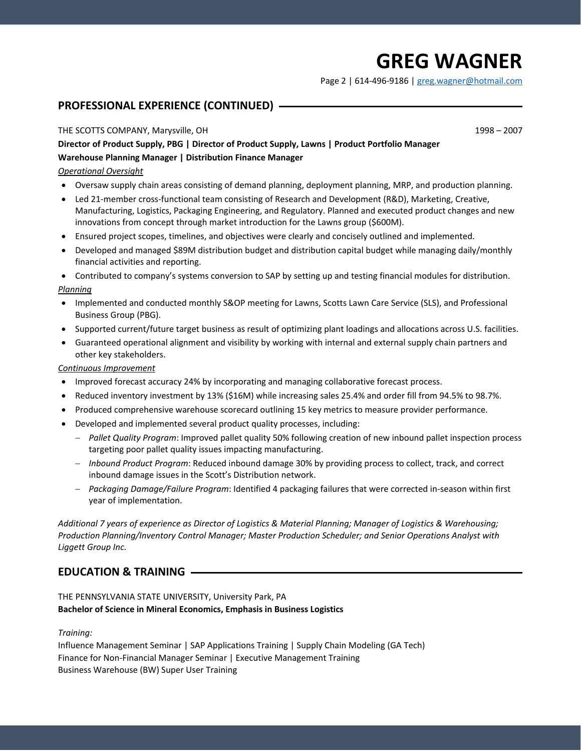# GREG WAGNER

Page 2 | 614-496-9186 | greg.wagner@hotmail.com

## PROFESSIONAL EXPERIENCE (CONTINUED)

THE SCOTTS COMPANY, Marysville, OH — 1998 – 2007

**Director of Product Supply, PBG | Director of Product Supply, Lawns | Product Portfolio Manager**
**Warehouse Planning Manager | Distribution Finance Manager**

*Operational Oversight*

- Oversaw supply chain areas consisting of demand planning, deployment planning, MRP, and production planning.
- Led 21-member cross-functional team consisting of Research and Development (R&D), Marketing, Creative, Manufacturing, Logistics, Packaging Engineering, and Regulatory. Planned and executed product changes and new innovations from concept through market introduction for the Lawns group ($600M).
- Ensured project scopes, timelines, and objectives were clearly and concisely outlined and implemented.
- Developed and managed $89M distribution budget and distribution capital budget while managing daily/monthly financial activities and reporting.
- Contributed to company's systems conversion to SAP by setting up and testing financial modules for distribution.

*Planning*

- Implemented and conducted monthly S&OP meeting for Lawns, Scotts Lawn Care Service (SLS), and Professional Business Group (PBG).
- Supported current/future target business as result of optimizing plant loadings and allocations across U.S. facilities.
- Guaranteed operational alignment and visibility by working with internal and external supply chain partners and other key stakeholders.

*Continuous Improvement*

- Improved forecast accuracy 24% by incorporating and managing collaborative forecast process.
- Reduced inventory investment by 13% ($16M) while increasing sales 25.4% and order fill from 94.5% to 98.7%.
- Produced comprehensive warehouse scorecard outlining 15 key metrics to measure provider performance.
- Developed and implemented several product quality processes, including:
  - *Pallet Quality Program*: Improved pallet quality 50% following creation of new inbound pallet inspection process targeting poor pallet quality issues impacting manufacturing.
  - *Inbound Product Program*: Reduced inbound damage 30% by providing process to collect, track, and correct inbound damage issues in the Scott's Distribution network.
  - *Packaging Damage/Failure Program*: Identified 4 packaging failures that were corrected in-season within first year of implementation.

*Additional 7 years of experience as Director of Logistics & Material Planning; Manager of Logistics & Warehousing; Production Planning/Inventory Control Manager; Master Production Scheduler; and Senior Operations Analyst with Liggett Group Inc.*

## EDUCATION & TRAINING

THE PENNSYLVANIA STATE UNIVERSITY, University Park, PA
**Bachelor of Science in Mineral Economics, Emphasis in Business Logistics**

*Training:*
Influence Management Seminar | SAP Applications Training | Supply Chain Modeling (GA Tech)
Finance for Non-Financial Manager Seminar | Executive Management Training
Business Warehouse (BW) Super User Training